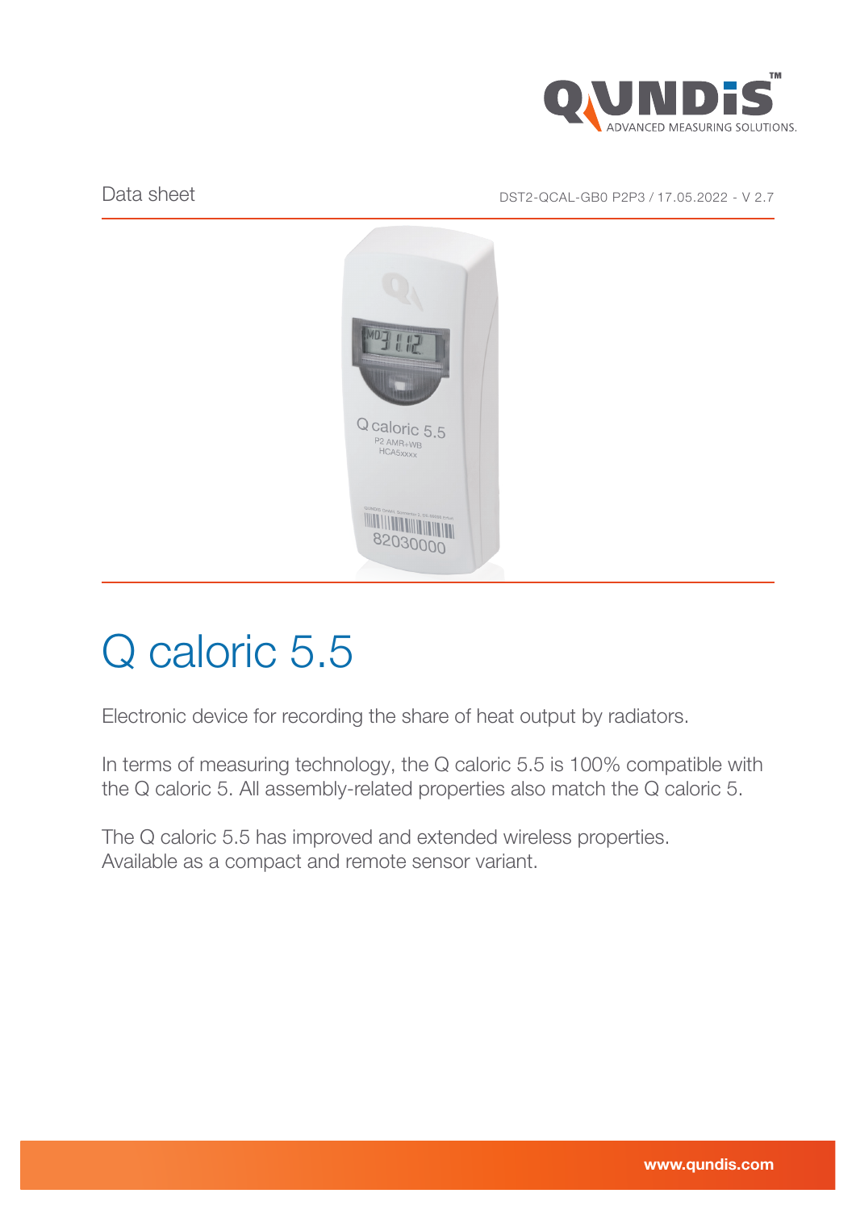Data sheet

DST2-QCAL-GB0 P2P3 / 17.05.2022 - V 2.7

# Q caloric 5.5

Electronic device for recording the share of heat output by radiators.

In terms of measuring technology, the Q caloric 5.5 is 100% compatible with the Q caloric 5. All assembly-related properties also match the Q caloric 5.

The Q caloric 5.5 has improved and extended wireless properties.
Available as a compact and remote sensor variant.

www.qundis.com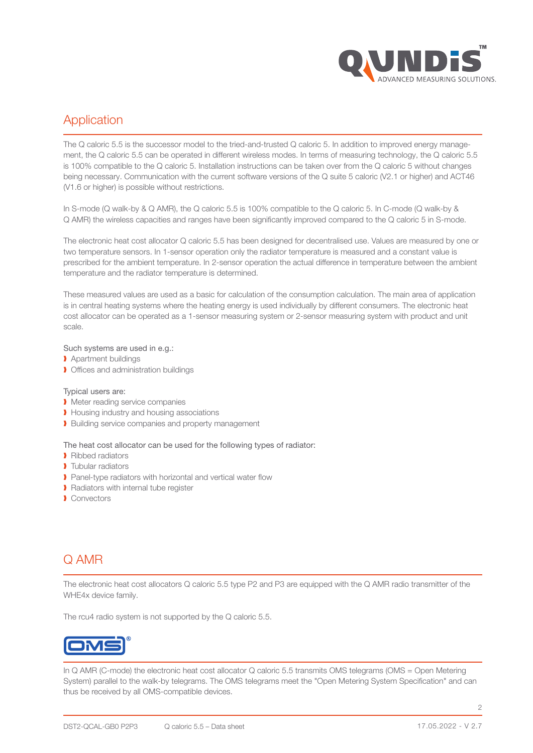## Application

The Q caloric 5.5 is the successor model to the tried-and-trusted Q caloric 5. In addition to improved energy management, the Q caloric 5.5 can be operated in different wireless modes. In terms of measuring technology, the Q caloric 5.5 is 100% compatible to the Q caloric 5. Installation instructions can be taken over from the Q caloric 5 without changes being necessary. Communication with the current software versions of the Q suite 5 caloric (V2.1 or higher) and ACT46 (V1.6 or higher) is possible without restrictions.

In S-mode (Q walk-by & Q AMR), the Q caloric 5.5 is 100% compatible to the Q caloric 5. In C-mode (Q walk-by & Q AMR) the wireless capacities and ranges have been significantly improved compared to the Q caloric 5 in S-mode.

The electronic heat cost allocator Q caloric 5.5 has been designed for decentralised use. Values are measured by one or two temperature sensors. In 1-sensor operation only the radiator temperature is measured and a constant value is prescribed for the ambient temperature. In 2-sensor operation the actual difference in temperature between the ambient temperature and the radiator temperature is determined.

These measured values are used as a basic for calculation of the consumption calculation. The main area of application is in central heating systems where the heating energy is used individually by different consumers. The electronic heat cost allocator can be operated as a 1-sensor measuring system or 2-sensor measuring system with product and unit scale.

Such systems are used in e.g.:

- Apartment buildings
- Offices and administration buildings

Typical users are:

- Meter reading service companies
- Housing industry and housing associations
- Building service companies and property management

The heat cost allocator can be used for the following types of radiator:

- Ribbed radiators
- Tubular radiators
- Panel-type radiators with horizontal and vertical water flow
- Radiators with internal tube register
- Convectors

## Q AMR

The electronic heat cost allocators Q caloric 5.5 type P2 and P3 are equipped with the Q AMR radio transmitter of the WHE4x device family.

The rcu4 radio system is not supported by the Q caloric 5.5.

## OMS®

In Q AMR (C-mode) the electronic heat cost allocator Q caloric 5.5 transmits OMS telegrams (OMS = Open Metering System) parallel to the walk-by telegrams. The OMS telegrams meet the "Open Metering System Specification" and can thus be received by all OMS-compatible devices.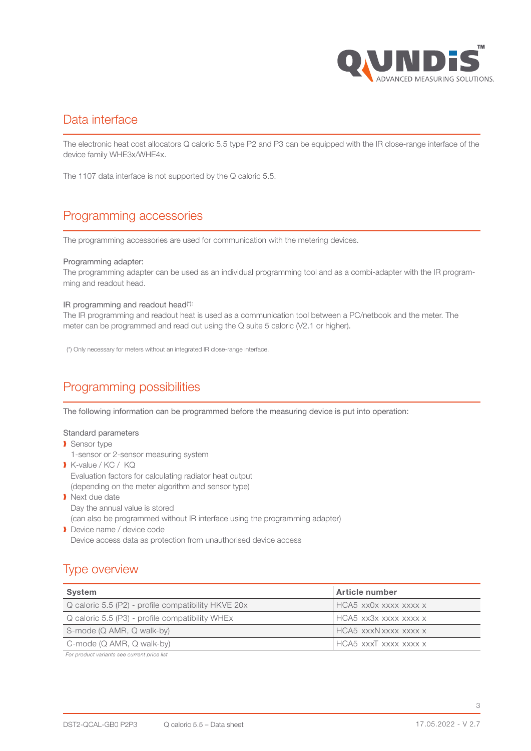## Data interface

The electronic heat cost allocators Q caloric 5.5 type P2 and P3 can be equipped with the IR close-range interface of the device family WHE3x/WHE4x.

The 1107 data interface is not supported by the Q caloric 5.5.

## Programming accessories

The programming accessories are used for communication with the metering devices.

Programming adapter:
The programming adapter can be used as an individual programming tool and as a combi-adapter with the IR programming and readout head.

IR programming and readout head(*):
The IR programming and readout heat is used as a communication tool between a PC/netbook and the meter. The meter can be programmed and read out using the Q suite 5 caloric (V2.1 or higher).

(*) Only necessary for meters without an integrated IR close-range interface.

## Programming possibilities

The following information can be programmed before the measuring device is put into operation:

Standard parameters

- Sensor type
  1-sensor or 2-sensor measuring system
- K-value / KC / KQ
  Evaluation factors for calculating radiator heat output
  (depending on the meter algorithm and sensor type)
- Next due date
  Day the annual value is stored
  (can also be programmed without IR interface using the programming adapter)
- Device name / device code
  Device access data as protection from unauthorised device access

## Type overview

| System | Article number |
|---|---|
| Q caloric 5.5 (P2) - profile compatibility HKVE 20x | HCA5 xx0x xxxx xxxx x |
| Q caloric 5.5 (P3) - profile compatibility WHEx | HCA5 xx3x xxxx xxxx x |
| S-mode (Q AMR, Q walk-by) | HCA5 xxxN xxxx xxxx x |
| C-mode (Q AMR, Q walk-by) | HCA5 xxxT xxxx xxxx x |

*For product variants see current price list*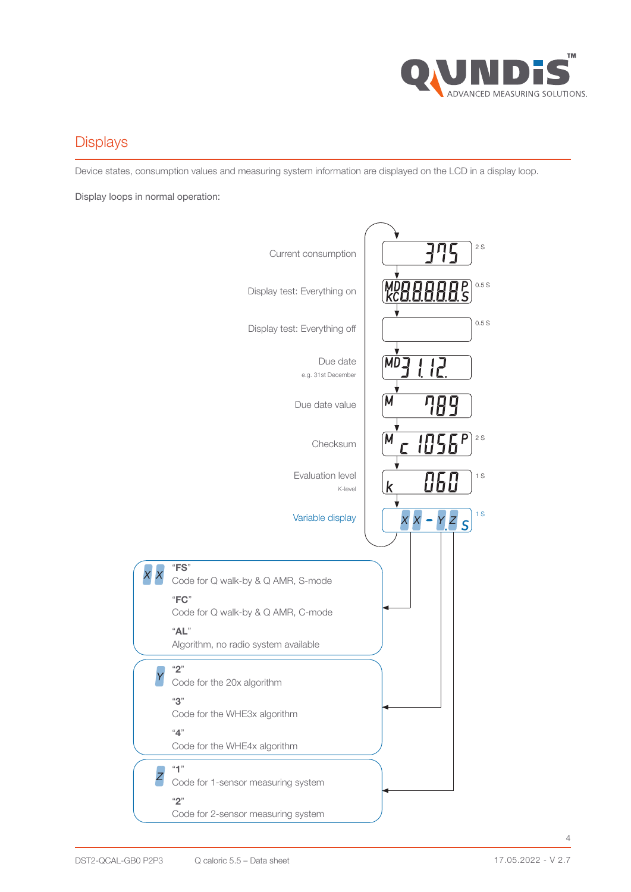## Displays

Device states, consumption values and measuring system information are displayed on the LCD in a display loop.

Display loops in normal operation:

| Display step | LCD | Duration |
|---|---|---|
| Current consumption | 375 | 2 S |
| Display test: Everything on | MD KC 8.8.8.8.8. P S | 0.5 S |
| Display test: Everything off | | 0.5 S |
| Due date (e.g. 31st December) | MD 31.12. | |
| Due date value | M 789 | |
| Checksum | M c 1056 P | 2 S |
| Evaluation level (K-level) | k 060 | 1 S |
| Variable display | X X - Y.Z S | 1 S |

**X X**

"**FS**"
Code for Q walk-by & Q AMR, S-mode

"**FC**"
Code for Q walk-by & Q AMR, C-mode

"**AL**"
Algorithm, no radio system available

**Y**

"**2**"
Code for the 20x algorithm

"**3**"
Code for the WHE3x algorithm

"**4**"
Code for the WHE4x algorithm

**Z**

"**1**"
Code for 1-sensor measuring system

"**2**"
Code for 2-sensor measuring system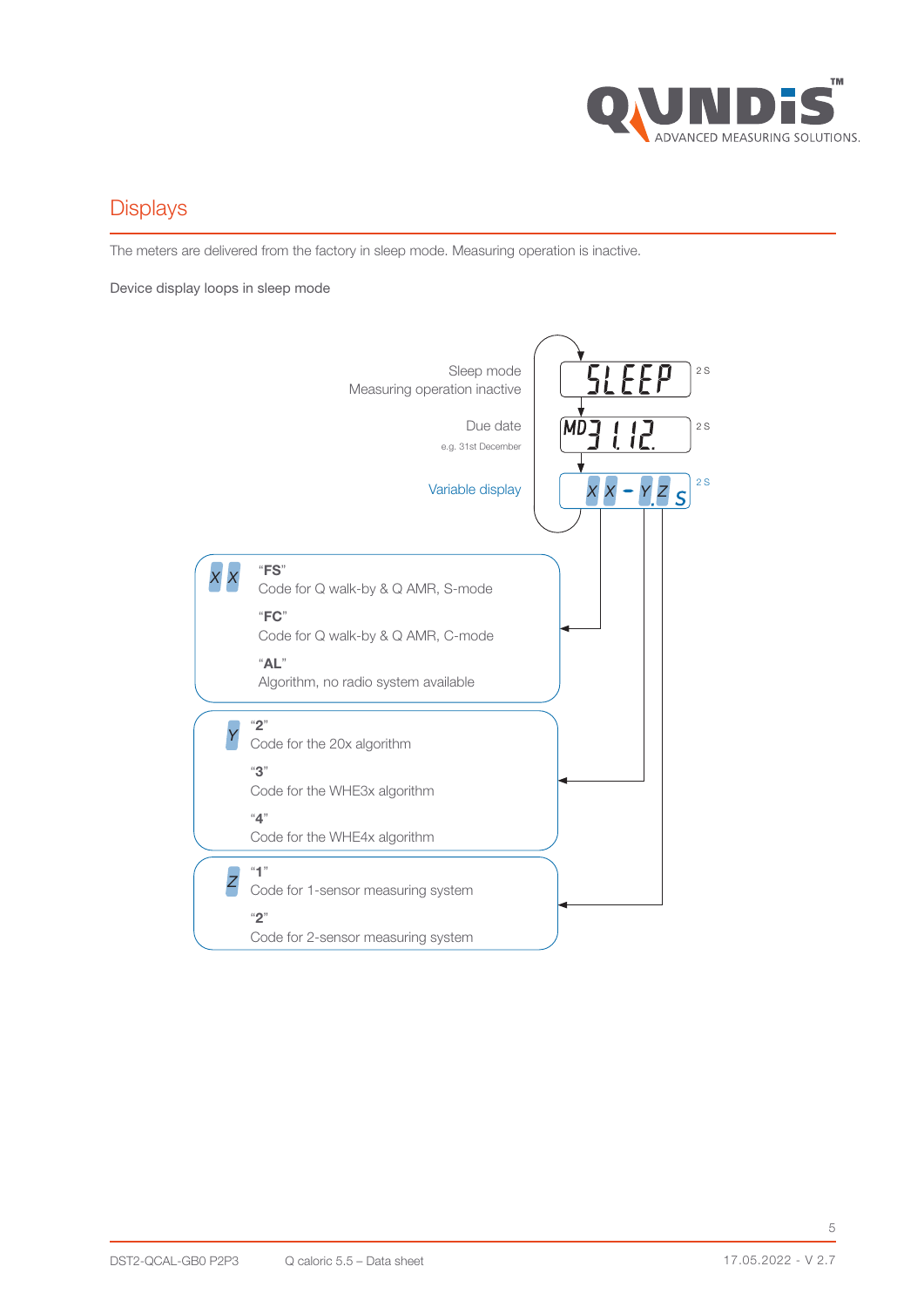## Displays

The meters are delivered from the factory in sleep mode. Measuring operation is inactive.

Device display loops in sleep mode

Sleep mode
Measuring operation inactive

SLEEP — 2 s

Due date
e.g. 31st December

MD 31.12. — 2 s

Variable display

XX - Y.Z S — 2 s

**XX**

"**FS**"
Code for Q walk-by & Q AMR, S-mode

"**FC**"
Code for Q walk-by & Q AMR, C-mode

"**AL**"
Algorithm, no radio system available

**Y**

"**2**"
Code for the 20x algorithm

"**3**"
Code for the WHE3x algorithm

"**4**"
Code for the WHE4x algorithm

**Z**

"**1**"
Code for 1-sensor measuring system

"**2**"
Code for 2-sensor measuring system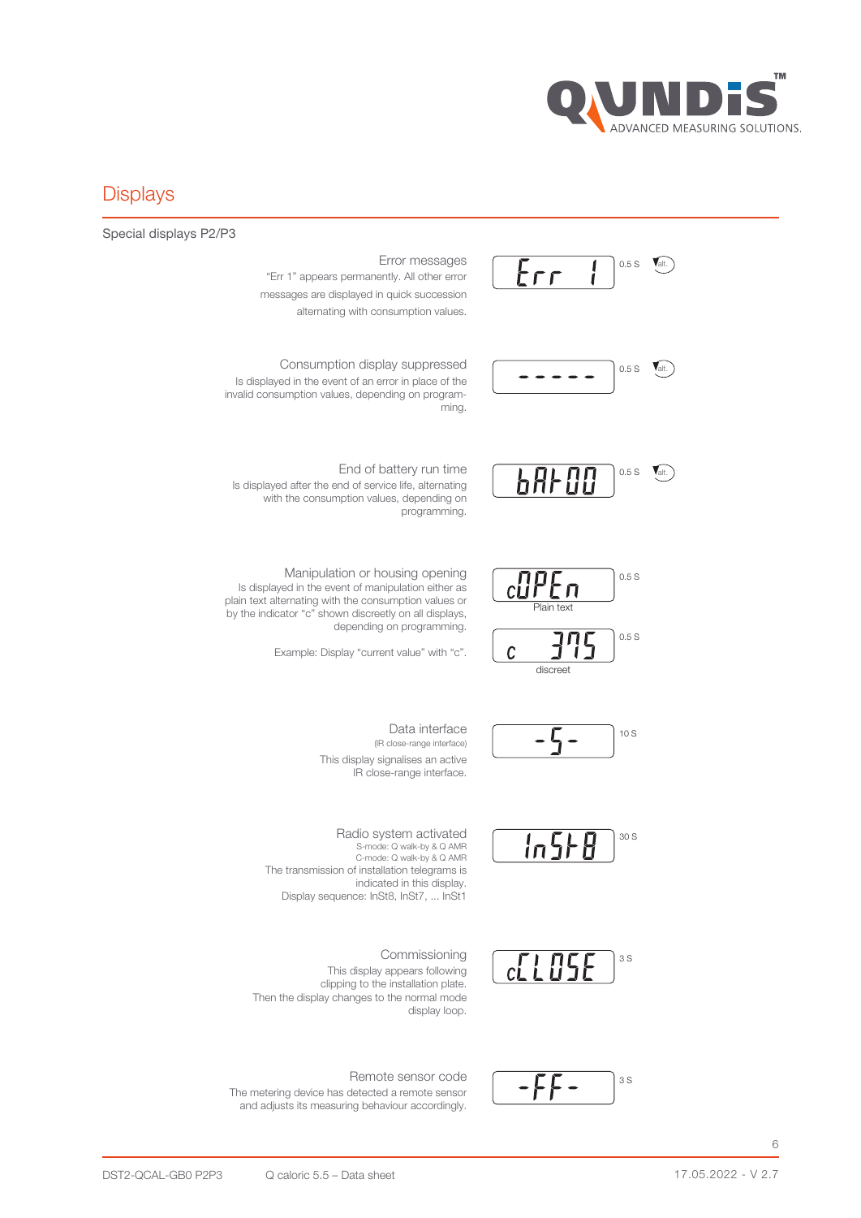## Displays

### Special displays P2/P3

| Description | Display | Duration | |
|---|---|---|---|
| **Error messages**<br>"Err 1" appears permanently. All other error messages are displayed in quick succession alternating with consumption values. | Err 1 | 0.5 S | alt. |
| **Consumption display suppressed**<br>Is displayed in the event of an error in place of the invalid consumption values, depending on programming. | ----- | 0.5 S | alt. |
| **End of battery run time**<br>Is displayed after the end of service life, alternating with the consumption values, depending on programming. | bAt-00 | 0.5 S | alt. |
| **Manipulation or housing opening**<br>Is displayed in the event of manipulation either as plain text alternating with the consumption values or by the indicator "c" shown discreetly on all displays, depending on programming.<br><br>Example: Display "current value" with "c". | cOPEn<br>Plain text<br><br>c 375<br>discreet | 0.5 S<br><br><br>0.5 S | |
| **Data interface**<br>(IR close-range interface)<br>This display signalises an active IR close-range interface. | -S- | 10 S | |
| **Radio system activated**<br>S-mode: Q walk-by & Q AMR<br>C-mode: Q walk-by & Q AMR<br>The transmission of installation telegrams is indicated in this display.<br>Display sequence: InSt8, InSt7, ... InSt1 | InSt8 | 30 S | |
| **Commissioning**<br>This display appears following clipping to the installation plate.<br>Then the display changes to the normal mode display loop. | cLOSE | 3 S | |
| **Remote sensor code**<br>The metering device has detected a remote sensor and adjusts its measuring behaviour accordingly. | -FF- | 3 S | |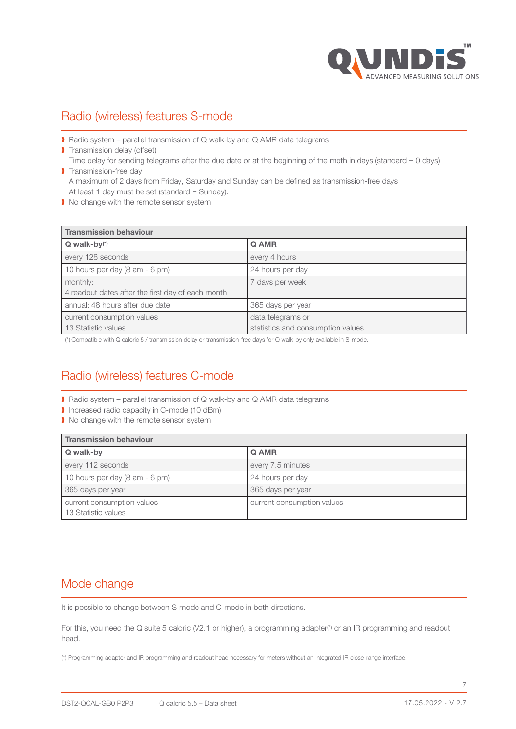## Radio (wireless) features S-mode

- Radio system – parallel transmission of Q walk-by and Q AMR data telegrams
- Transmission delay (offset)
  Time delay for sending telegrams after the due date or at the beginning of the moth in days (standard = 0 days)
- Transmission-free day
  A maximum of 2 days from Friday, Saturday and Sunday can be defined as transmission-free days
  At least 1 day must be set (standard = Sunday).
- No change with the remote sensor system

| Transmission behaviour | |
|---|---|
| **Q walk-by(*)** | **Q AMR** |
| every 128 seconds | every 4 hours |
| 10 hours per day (8 am - 6 pm) | 24 hours per day |
| monthly:<br>4 readout dates after the first day of each month | 7 days per week |
| annual: 48 hours after due date | 365 days per year |
| current consumption values<br>13 Statistic values | data telegrams or<br>statistics and consumption values |

(*) Compatible with Q caloric 5 / transmission delay or transmission-free days for Q walk-by only available in S-mode.

## Radio (wireless) features C-mode

- Radio system – parallel transmission of Q walk-by and Q AMR data telegrams
- Increased radio capacity in C-mode (10 dBm)
- No change with the remote sensor system

| Transmission behaviour | |
|---|---|
| **Q walk-by** | **Q AMR** |
| every 112 seconds | every 7.5 minutes |
| 10 hours per day (8 am - 6 pm) | 24 hours per day |
| 365 days per year | 365 days per year |
| current consumption values<br>13 Statistic values | current consumption values |

## Mode change

It is possible to change between S-mode and C-mode in both directions.

For this, you need the Q suite 5 caloric (V2.1 or higher), a programming adapter(*) or an IR programming and readout head.

(*) Programming adapter and IR programming and readout head necessary for meters without an integrated IR close-range interface.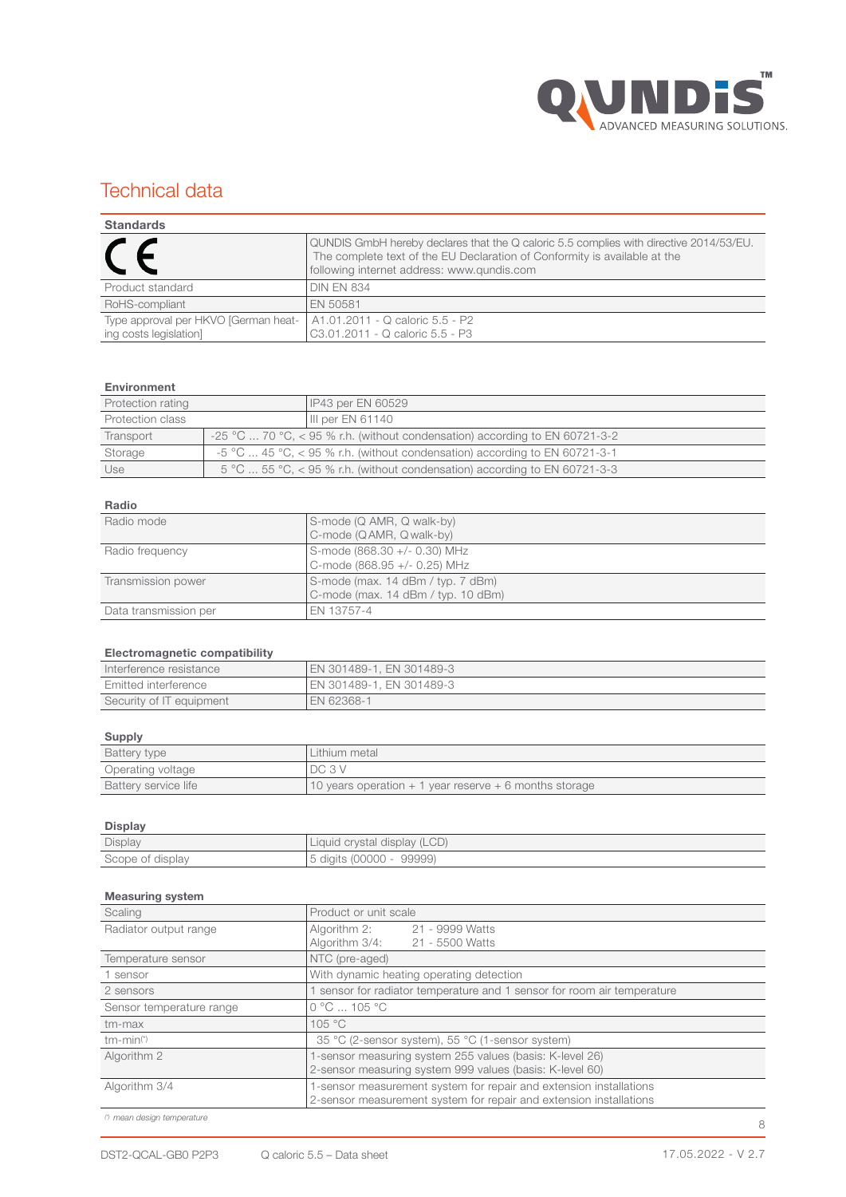# Technical data

### Standards

| | |
|---|---|
| CE | QUNDIS GmbH hereby declares that the Q caloric 5.5 complies with directive 2014/53/EU. The complete text of the EU Declaration of Conformity is available at the following internet address: www.qundis.com |
| Product standard | DIN EN 834 |
| RoHS-compliant | EN 50581 |
| Type approval per HKVO [German heating costs legislation] | A1.01.2011 - Q caloric 5.5 - P2<br>C3.01.2011 - Q caloric 5.5 - P3 |

### Environment

| | |
|---|---|
| Protection rating | IP43 per EN 60529 |
| Protection class | III per EN 61140 |
| Transport | -25 °C ... 70 °C, < 95 % r.h. (without condensation) according to EN 60721-3-2 |
| Storage | -5 °C ... 45 °C, < 95 % r.h. (without condensation) according to EN 60721-3-1 |
| Use | 5 °C ... 55 °C, < 95 % r.h. (without condensation) according to EN 60721-3-3 |

### Radio

| | |
|---|---|
| Radio mode | S-mode (Q AMR, Q walk-by)<br>C-mode (Q AMR, Q walk-by) |
| Radio frequency | S-mode (868.30 +/- 0.30) MHz<br>C-mode (868.95 +/- 0.25) MHz |
| Transmission power | S-mode (max. 14 dBm / typ. 7 dBm)<br>C-mode (max. 14 dBm / typ. 10 dBm) |
| Data transmission per | EN 13757-4 |

### Electromagnetic compatibility

| | |
|---|---|
| Interference resistance | EN 301489-1, EN 301489-3 |
| Emitted interference | EN 301489-1, EN 301489-3 |
| Security of IT equipment | EN 62368-1 |

### Supply

| | |
|---|---|
| Battery type | Lithium metal |
| Operating voltage | DC 3 V |
| Battery service life | 10 years operation + 1 year reserve + 6 months storage |

### Display

| | |
|---|---|
| Display | Liquid crystal display (LCD) |
| Scope of display | 5 digits (00000 - 99999) |

### Measuring system

| | |
|---|---|
| Scaling | Product or unit scale |
| Radiator output range | Algorithm 2: 21 - 9999 Watts<br>Algorithm 3/4: 21 - 5500 Watts |
| Temperature sensor | NTC (pre-aged) |
| 1 sensor | With dynamic heating operating detection |
| 2 sensors | 1 sensor for radiator temperature and 1 sensor for room air temperature |
| Sensor temperature range | 0 °C ... 105 °C |
| tm-max | 105 °C |
| tm-min(*) | 35 °C (2-sensor system), 55 °C (1-sensor system) |
| Algorithm 2 | 1-sensor measuring system 255 values (basis: K-level 26)<br>2-sensor measuring system 999 values (basis: K-level 60) |
| Algorithm 3/4 | 1-sensor measurement system for repair and extension installations<br>2-sensor measurement system for repair and extension installations |

*(\*) mean design temperature*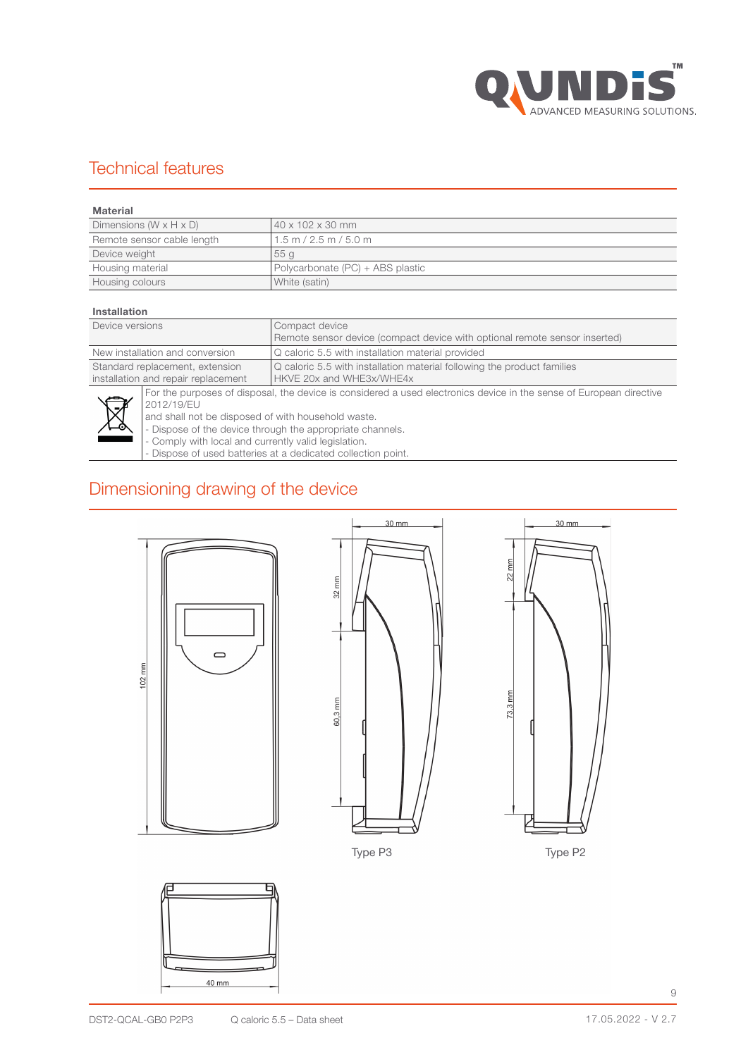# Technical features

| Material | |
|---|---|
| Dimensions (W x H x D) | 40 x 102 x 30 mm |
| Remote sensor cable length | 1.5 m / 2.5 m / 5.0 m |
| Device weight | 55 g |
| Housing material | Polycarbonate (PC) + ABS plastic |
| Housing colours | White (satin) |

| Installation | |
|---|---|
| Device versions | Compact device<br>Remote sensor device (compact device with optional remote sensor inserted) |
| New installation and conversion | Q caloric 5.5 with installation material provided |
| Standard replacement, extension installation and repair replacement | Q caloric 5.5 with installation material following the product families HKVE 20x and WHE3x/WHE4x |

For the purposes of disposal, the device is considered a used electronics device in the sense of European directive 2012/19/EU
and shall not be disposed of with household waste.
- Dispose of the device through the appropriate channels.
- Comply with local and currently valid legislation.
- Dispose of used batteries at a dedicated collection point.

# Dimensioning drawing of the device

102 mm

30 mm

32 mm

60,3 mm

Type P3

30 mm

22 mm

73,3 mm

Type P2

40 mm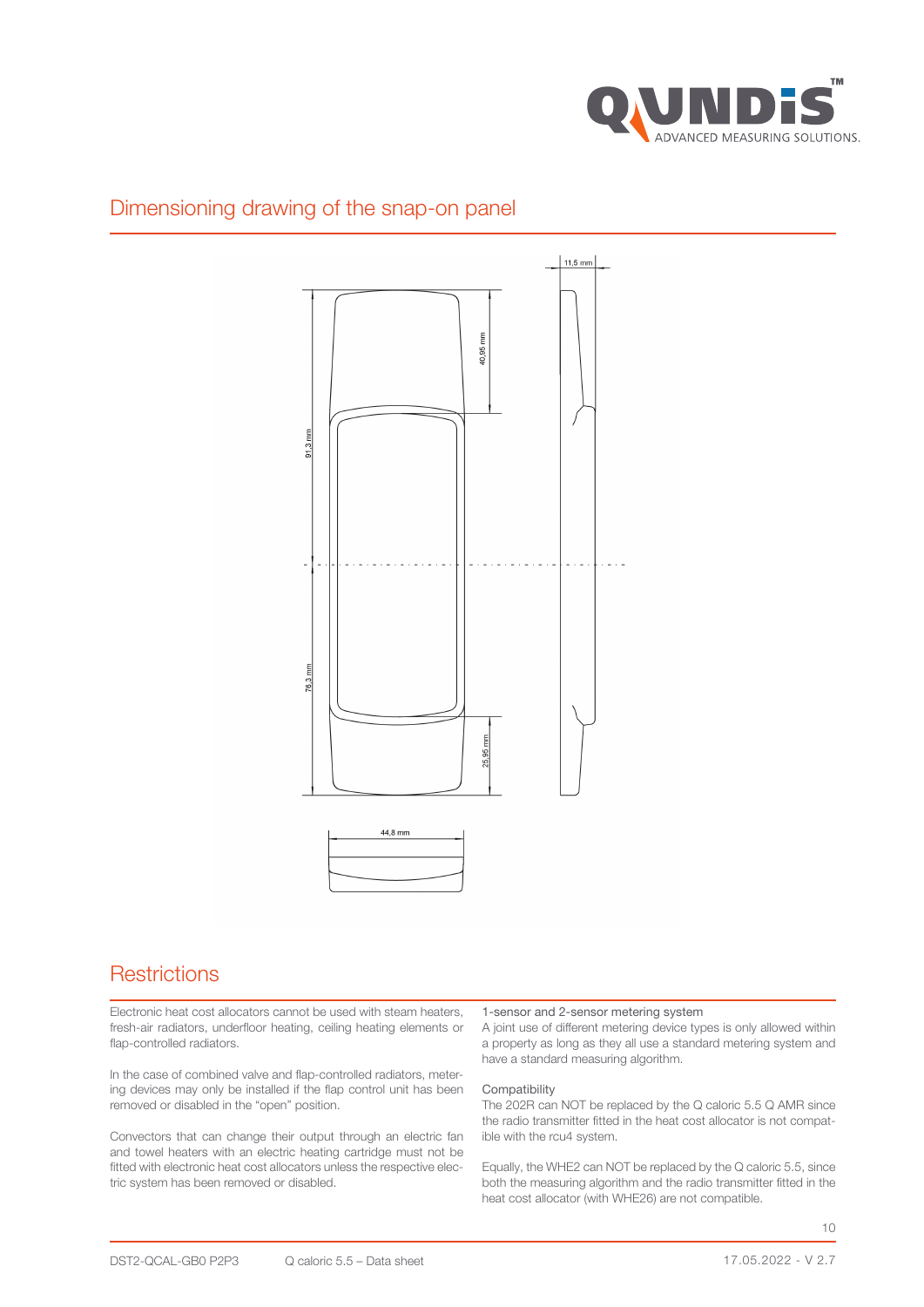## Dimensioning drawing of the snap-on panel

11,5 mm

40,95 mm

91,3 mm

76,3 mm

25,95 mm

44,8 mm

## Restrictions

Electronic heat cost allocators cannot be used with steam heaters, fresh-air radiators, underfloor heating, ceiling heating elements or flap-controlled radiators.

In the case of combined valve and flap-controlled radiators, metering devices may only be installed if the flap control unit has been removed or disabled in the "open" position.

Convectors that can change their output through an electric fan and towel heaters with an electric heating cartridge must not be fitted with electronic heat cost allocators unless the respective electric system has been removed or disabled.

1-sensor and 2-sensor metering system
A joint use of different metering device types is only allowed within a property as long as they all use a standard metering system and have a standard measuring algorithm.

Compatibility
The 202R can NOT be replaced by the Q caloric 5.5 Q AMR since the radio transmitter fitted in the heat cost allocator is not compatible with the rcu4 system.

Equally, the WHE2 can NOT be replaced by the Q caloric 5.5, since both the measuring algorithm and the radio transmitter fitted in the heat cost allocator (with WHE26) are not compatible.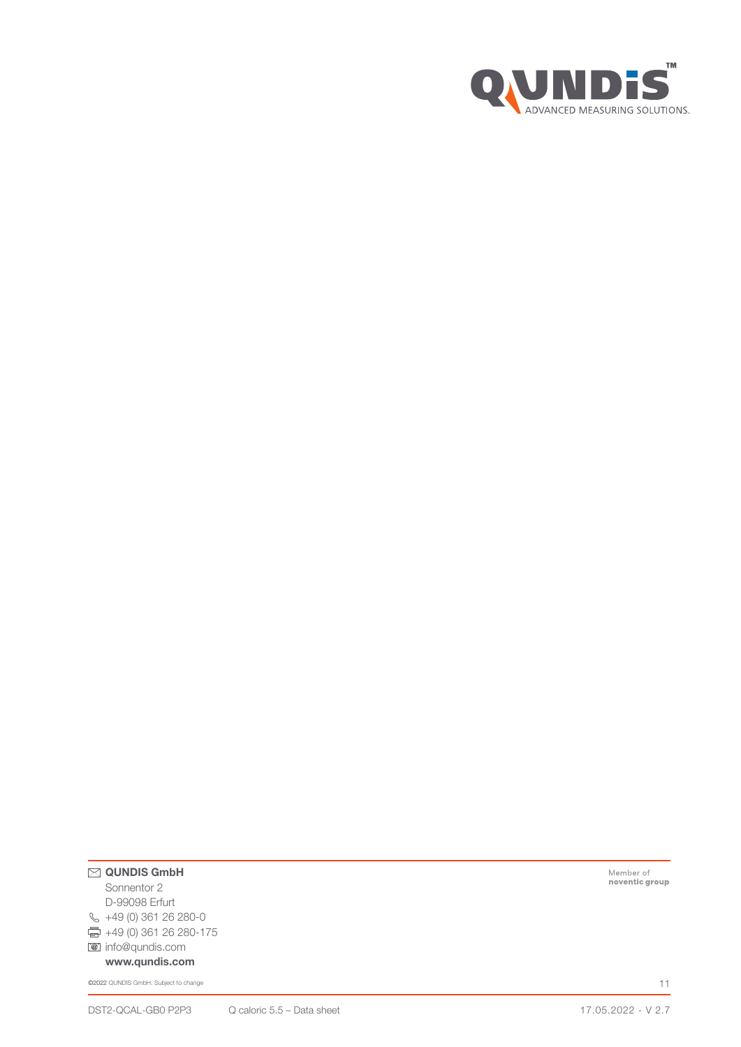**QUNDIS GmbH**
Sonnentor 2
D-99098 Erfurt
+49 (0) 361 26 280-0
+49 (0) 361 26 280-175
info@qundis.com
**www.qundis.com**

Member of
**noventic group**

©2022 QUNDIS GmbH. Subject to change